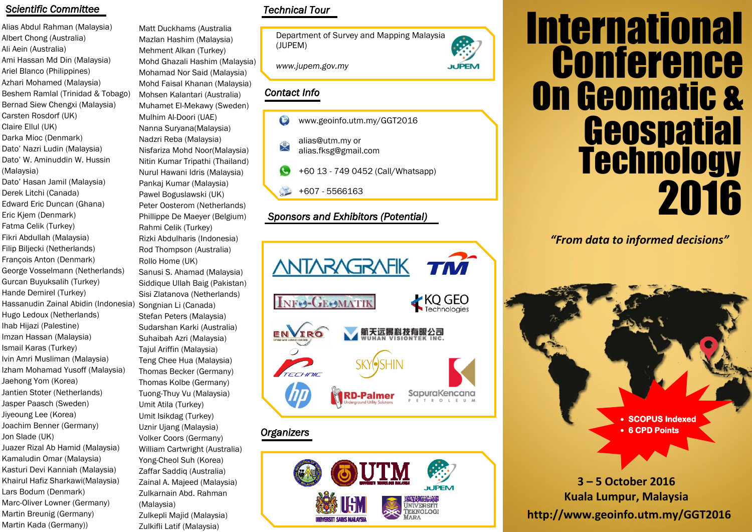## Scientific Committee

Alias Abdul Rahman (Malaysia)
Albert Chong (Australia)
Ali Aein (Australia)
Ami Hassan Md Din (Malaysia)
Ariel Blanco (Philippines)
Azhari Mohamed (Malaysia)
Beshem Ramlal (Trinidad & Tobago)
Bernad Siew Chengxi (Malaysia)
Carsten Rosdorf (UK)
Claire Ellul (UK)
Darka Mioc (Denmark)
Dato' Nazri Ludin (Malaysia)
Dato' W. Aminuddin W. Hussin (Malaysia)
Dato' Hasan Jamil (Malaysia)
Derek Litchi (Canada)
Edward Eric Duncan (Ghana)
Eric Kjem (Denmark)
Fatma Celik (Turkey)
Fikri Abdullah (Malaysia)
Filip Biljecki (Netherlands)
François Anton (Denmark)
George Vosselmann (Netherlands)
Gurcan Buyuksalih (Turkey)
Hande Demirel (Turkey)
Hassanudin Zainal Abidin (Indonesia)
Hugo Ledoux (Netherlands)
Ihab Hijazi (Palestine)
Imzan Hassan (Malaysia)
Ismail Karas (Turkey)
Ivin Amri Musliman (Malaysia)
Izham Mohamad Yusoff (Malaysia)
Jaehong Yom (Korea)
Jantien Stoter (Netherlands)
Jasper Paasch (Sweden)
Jiyeoung Lee (Korea)
Joachim Benner (Germany)
Jon Slade (UK)
Juazer Rizal Ab Hamid (Malaysia)
Kamaludin Omar (Malaysia)
Kasturi Devi Kanniah (Malaysia)
Khairul Hafiz Sharkawi(Malaysia)
Lars Bodum (Denmark)
Marc-Oliver Lowner (Germany)
Martin Breunig (Germany)
Martin Kada (Germany))
Matt Duckhams (Australia
Mazlan Hashim (Malaysia)
Mehment Alkan (Turkey)
Mohd Ghazali Hashim (Malaysia)
Mohamad Nor Said (Malaysia)
Mohd Faisal Khanan (Malaysia)
Mohsen Kalantari (Australia)
Muhamet El-Mekawy (Sweden)
Mulhim Al-Doori (UAE)
Nanna Suryana(Malaysia)
Nadzri Reba (Malaysia)
Nisfariza Mohd Noor(Malaysia)
Nitin Kumar Tripathi (Thailand)
Nurul Hawani Idris (Malaysia)
Pankaj Kumar (Malaysia)
Pawel Boguslawski (UK)
Peter Oosterom (Netherlands)
Phillippe De Maeyer (Belgium)
Rahmi Celik (Turkey)
Rizki Abdulharis (Indonesia)
Rod Thompson (Australia)
Rollo Home (UK)
Sanusi S. Ahamad (Malaysia)
Siddique Ullah Baig (Pakistan)
Sisi Zlatanova (Netherlands)
Songnian Li (Canada)
Stefan Peters (Malaysia)
Sudarshan Karki (Australia)
Suhaibah Azri (Malaysia)
Tajul Ariffin (Malaysia)
Teng Chee Hua (Malaysia)
Thomas Becker (Germany)
Thomas Kolbe (Germany)
Tuong-Thuy Vu (Malaysia)
Umit Atila (Turkey)
Umit Isikdag (Turkey)
Uznir Ujang (Malaysia)
Volker Coors (Germany)
William Cartwright (Australia)
Yong-Cheol Suh (Korea)
Zaffar Saddiq (Australia)
Zainal A. Majeed (Malaysia)
Zulkarnain Abd. Rahman (Malaysia)
Zulkepli Majid (Malaysia)
Zulkifli Latif (Malaysia)

## Technical Tour

Department of Survey and Mapping Malaysia (JUPEM)

*www.jupem.gov.my*

## Contact Info

www.geoinfo.utm.my/GGT2016

alias@utm.my or
alias.fksg@gmail.com

+60 13 - 749 0452 (Call/Whatsapp)

+607 - 5566163

## Sponsors and Exhibitors (Potential)

ANTARAGRAFIK, TM, INFO-GEOMATIK, KQ GEO Technologies, ENVIRO, 航天远景科技有限公司 WUHAN VISIONTEK INC., TECHNIC, SKYSHIN, hp, RD-Palmer Underground Utility Solutions, SapuraKencana PETROLEUM

## Organizers

UTM, JUPEM, USM UNIVERSITI SAINS MALAYSIA, UNIVERSITI TEKNOLOGI MARA

# International Conference On Geomatic & Geospatial Technology 2016

*"From data to informed decisions"*

- **SCOPUS Indexed**
- **6 CPD Points**

**3 – 5 October 2016**
**Kuala Lumpur, Malaysia**
**http://www.geoinfo.utm.my/GGT2016**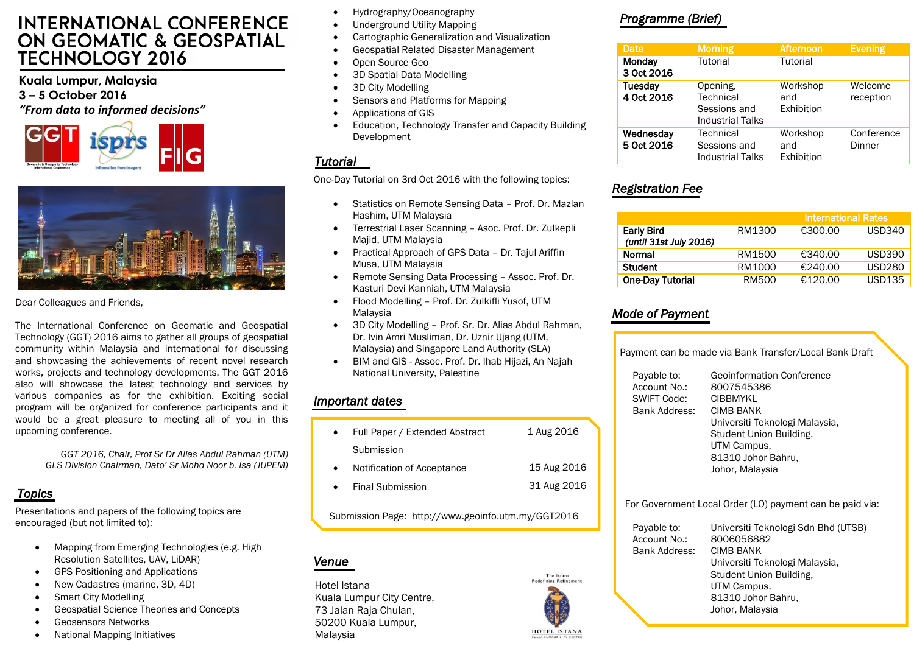# INTERNATIONAL CONFERENCE ON GEOMATIC & GEOSPATIAL TECHNOLOGY 2016

**Kuala Lumpur, Malaysia**
**3 – 5 October 2016**
***"From data to informed decisions"***

Dear Colleagues and Friends,

The International Conference on Geomatic and Geospatial Technology (GGT) 2016 aims to gather all groups of geospatial community within Malaysia and international for discussing and showcasing the achievements of recent novel research works, projects and technology developments. The GGT 2016 also will showcase the latest technology and services by various companies as for the exhibition. Exciting social program will be organized for conference participants and it would be a great pleasure to meeting all of you in this upcoming conference.

*GGT 2016, Chair, Prof Sr Dr Alias Abdul Rahman (UTM)*
*GLS Division Chairman, Dato' Sr Mohd Noor b. Isa (JUPEM)*

## Topics

Presentations and papers of the following topics are encouraged (but not limited to):

- Mapping from Emerging Technologies (e.g. High Resolution Satellites, UAV, LiDAR)
- GPS Positioning and Applications
- New Cadastres (marine, 3D, 4D)
- Smart City Modelling
- Geospatial Science Theories and Concepts
- Geosensors Networks
- National Mapping Initiatives
- Hydrography/Oceanography
- Underground Utility Mapping
- Cartographic Generalization and Visualization
- Geospatial Related Disaster Management
- Open Source Geo
- 3D Spatial Data Modelling
- 3D City Modelling
- Sensors and Platforms for Mapping
- Applications of GIS
- Education, Technology Transfer and Capacity Building Development

## Tutorial

One-Day Tutorial on 3rd Oct 2016 with the following topics:

- Statistics on Remote Sensing Data – Prof. Dr. Mazlan Hashim, UTM Malaysia
- Terrestrial Laser Scanning – Asoc. Prof. Dr. Zulkepli Majid, UTM Malaysia
- Practical Approach of GPS Data – Dr. Tajul Ariffin Musa, UTM Malaysia
- Remote Sensing Data Processing – Assoc. Prof. Dr. Kasturi Devi Kanniah, UTM Malaysia
- Flood Modelling – Prof. Dr. Zulkifli Yusof, UTM Malaysia
- 3D City Modelling – Prof. Sr. Dr. Alias Abdul Rahman, Dr. Ivin Amri Musliman, Dr. Uznir Ujang (UTM, Malaysia) and Singapore Land Authority (SLA)
- BIM and GIS - Assoc. Prof. Dr. Ihab Hijazi, An Najah National University, Palestine

## Important dates

- Full Paper / Extended Abstract Submission — 1 Aug 2016
- Notification of Acceptance — 15 Aug 2016
- Final Submission — 31 Aug 2016

Submission Page: http://www.geoinfo.utm.my/GGT2016

## Venue

Hotel Istana
Kuala Lumpur City Centre,
73 Jalan Raja Chulan,
50200 Kuala Lumpur,
Malaysia

## Programme (Brief)

| Date | Morning | Afternoon | Evening |
|---|---|---|---|
| **Monday 3 Oct 2016** | Tutorial | Tutorial | |
| **Tuesday 4 Oct 2016** | Opening, Technical Sessions and Industrial Talks | Workshop and Exhibition | Welcome reception |
| **Wednesday 5 Oct 2016** | Technical Sessions and Industrial Talks | Workshop and Exhibition | Conference Dinner |

## Registration Fee

| | | International Rates | |
|---|---|---|---|
| **Early Bird** *(until 31st July 2016)* | RM1300 | €300.00 | USD340 |
| **Normal** | RM1500 | €340.00 | USD390 |
| **Student** | RM1000 | €240.00 | USD280 |
| **One-Day Tutorial** | RM500 | €120.00 | USD135 |

## Mode of Payment

Payment can be made via Bank Transfer/Local Bank Draft

Payable to: Geoinformation Conference
Account No.: 8007545386
SWIFT Code: CIBBMYKL
Bank Address: CIMB BANK
Universiti Teknologi Malaysia,
Student Union Building,
UTM Campus,
81310 Johor Bahru,
Johor, Malaysia

For Government Local Order (LO) payment can be paid via:

Payable to: Universiti Teknologi Sdn Bhd (UTSB)
Account No.: 8006056882
Bank Address: CIMB BANK
Universiti Teknologi Malaysia,
Student Union Building,
UTM Campus,
81310 Johor Bahru,
Johor, Malaysia